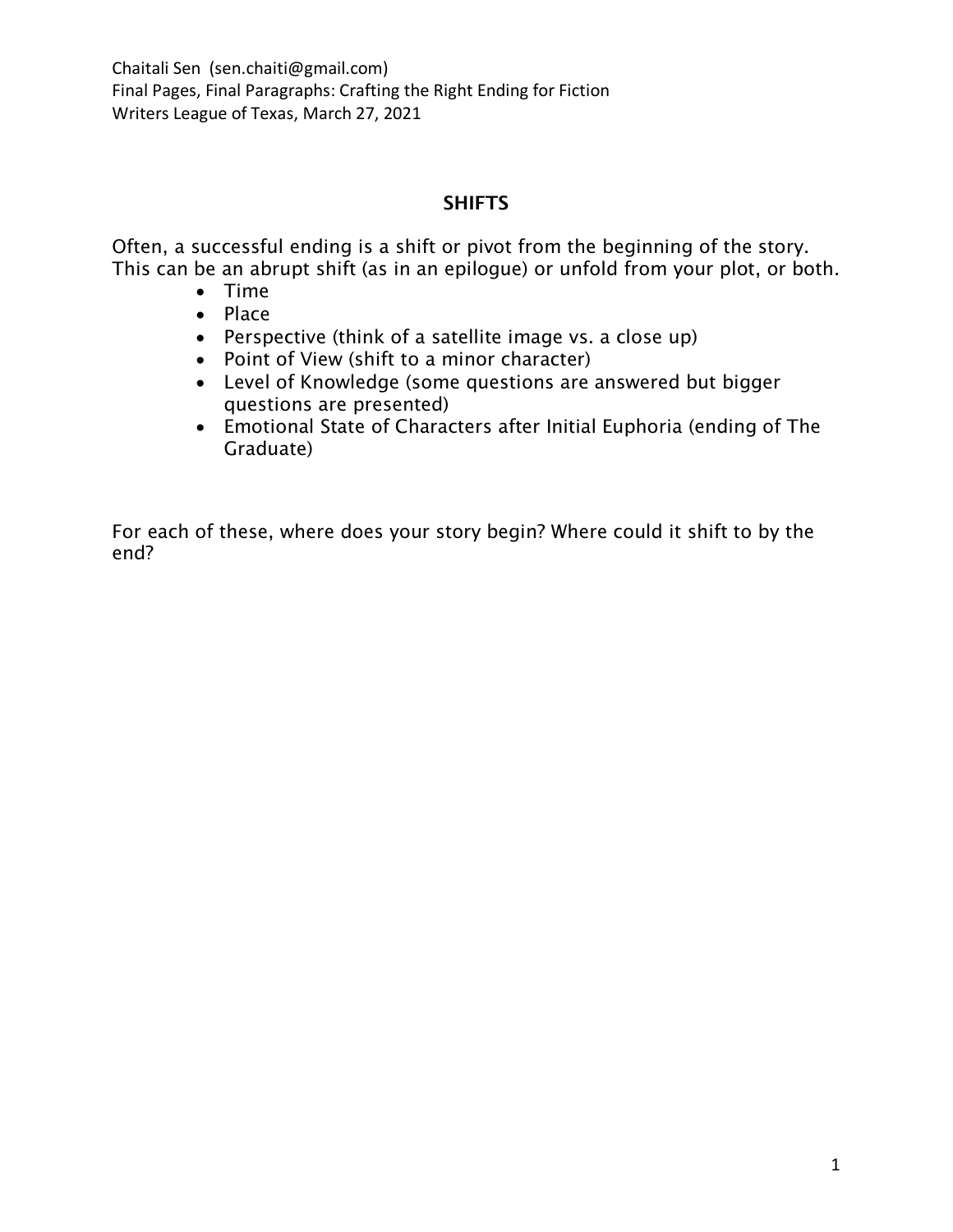Chaitali Sen (sen.chaiti@gmail.com)
Final Pages, Final Paragraphs: Crafting the Right Ending for Fiction
Writers League of Texas, March 27, 2021

## SHIFTS

Often, a successful ending is a shift or pivot from the beginning of the story. This can be an abrupt shift (as in an epilogue) or unfold from your plot, or both.

- Time
- Place
- Perspective (think of a satellite image vs. a close up)
- Point of View (shift to a minor character)
- Level of Knowledge (some questions are answered but bigger questions are presented)
- Emotional State of Characters after Initial Euphoria (ending of The Graduate)

For each of these, where does your story begin? Where could it shift to by the end?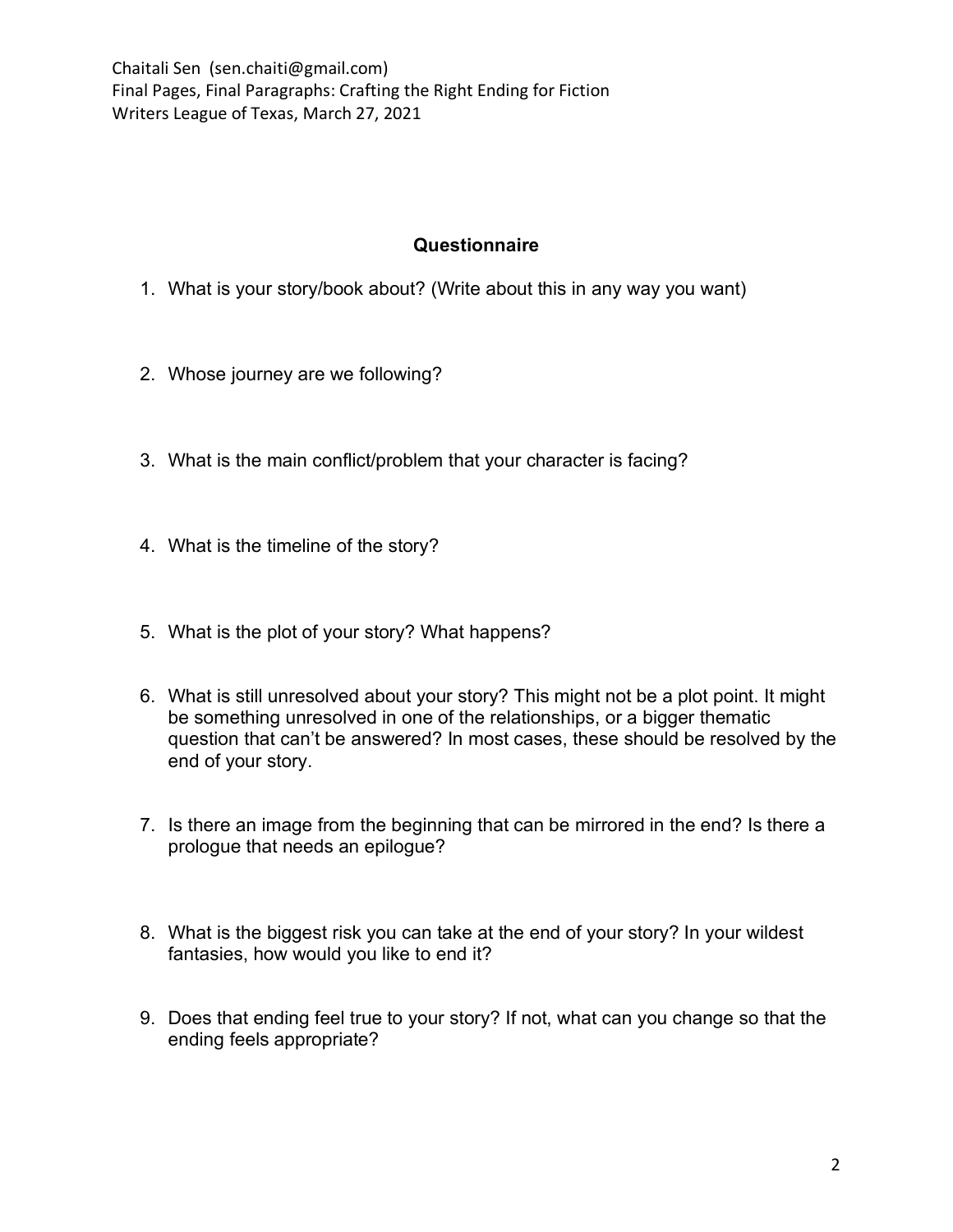## Questionnaire

1. What is your story/book about? (Write about this in any way you want)

2. Whose journey are we following?

3. What is the main conflict/problem that your character is facing?

4. What is the timeline of the story?

5. What is the plot of your story? What happens?

6. What is still unresolved about your story? This might not be a plot point. It might be something unresolved in one of the relationships, or a bigger thematic question that can't be answered? In most cases, these should be resolved by the end of your story.

7. Is there an image from the beginning that can be mirrored in the end? Is there a prologue that needs an epilogue?

8. What is the biggest risk you can take at the end of your story? In your wildest fantasies, how would you like to end it?

9. Does that ending feel true to your story? If not, what can you change so that the ending feels appropriate?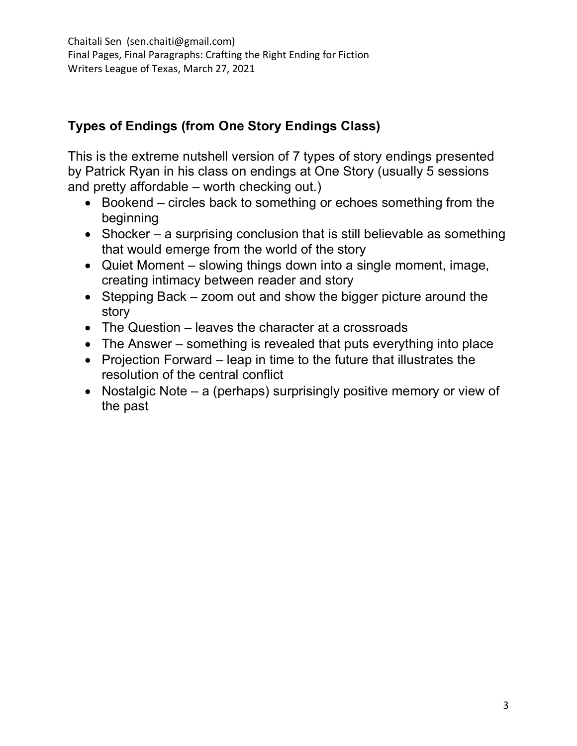## Types of Endings (from One Story Endings Class)

This is the extreme nutshell version of 7 types of story endings presented by Patrick Ryan in his class on endings at One Story (usually 5 sessions and pretty affordable – worth checking out.)

- Bookend – circles back to something or echoes something from the beginning
- Shocker – a surprising conclusion that is still believable as something that would emerge from the world of the story
- Quiet Moment – slowing things down into a single moment, image, creating intimacy between reader and story
- Stepping Back – zoom out and show the bigger picture around the story
- The Question – leaves the character at a crossroads
- The Answer – something is revealed that puts everything into place
- Projection Forward – leap in time to the future that illustrates the resolution of the central conflict
- Nostalgic Note – a (perhaps) surprisingly positive memory or view of the past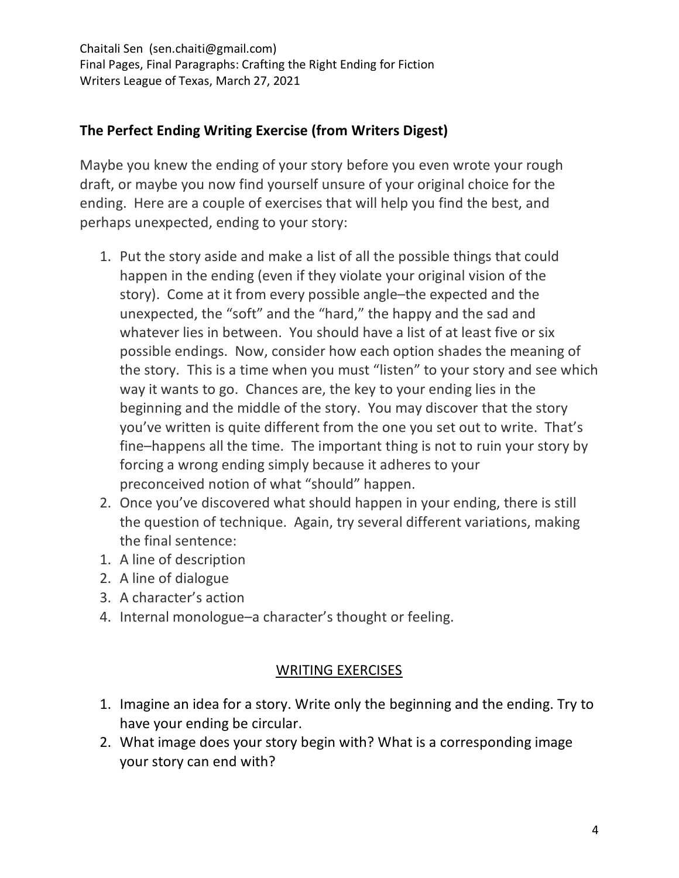## The Perfect Ending Writing Exercise (from Writers Digest)

Maybe you knew the ending of your story before you even wrote your rough draft, or maybe you now find yourself unsure of your original choice for the ending. Here are a couple of exercises that will help you find the best, and perhaps unexpected, ending to your story:

1. Put the story aside and make a list of all the possible things that could happen in the ending (even if they violate your original vision of the story). Come at it from every possible angle–the expected and the unexpected, the "soft" and the "hard," the happy and the sad and whatever lies in between. You should have a list of at least five or six possible endings. Now, consider how each option shades the meaning of the story. This is a time when you must "listen" to your story and see which way it wants to go. Chances are, the key to your ending lies in the beginning and the middle of the story. You may discover that the story you've written is quite different from the one you set out to write. That's fine–happens all the time. The important thing is not to ruin your story by forcing a wrong ending simply because it adheres to your preconceived notion of what "should" happen.
2. Once you've discovered what should happen in your ending, there is still the question of technique. Again, try several different variations, making the final sentence:
    1. A line of description
    2. A line of dialogue
    3. A character's action
    4. Internal monologue–a character's thought or feeling.

### <u>WRITING EXERCISES</u>

1. Imagine an idea for a story. Write only the beginning and the ending. Try to have your ending be circular.
2. What image does your story begin with? What is a corresponding image your story can end with?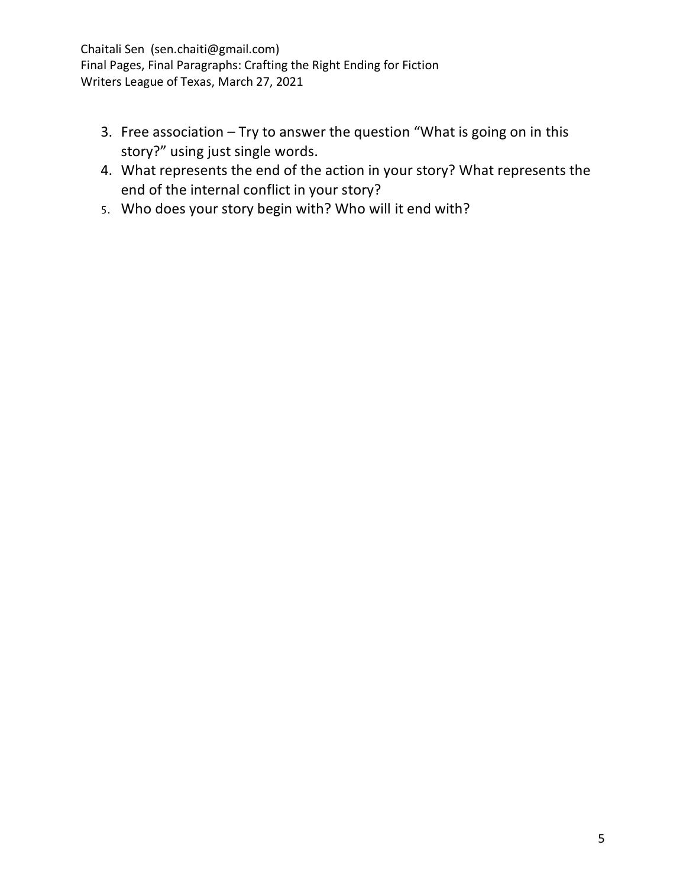3. Free association – Try to answer the question "What is going on in this story?" using just single words.
4. What represents the end of the action in your story? What represents the end of the internal conflict in your story?
5. Who does your story begin with? Who will it end with?